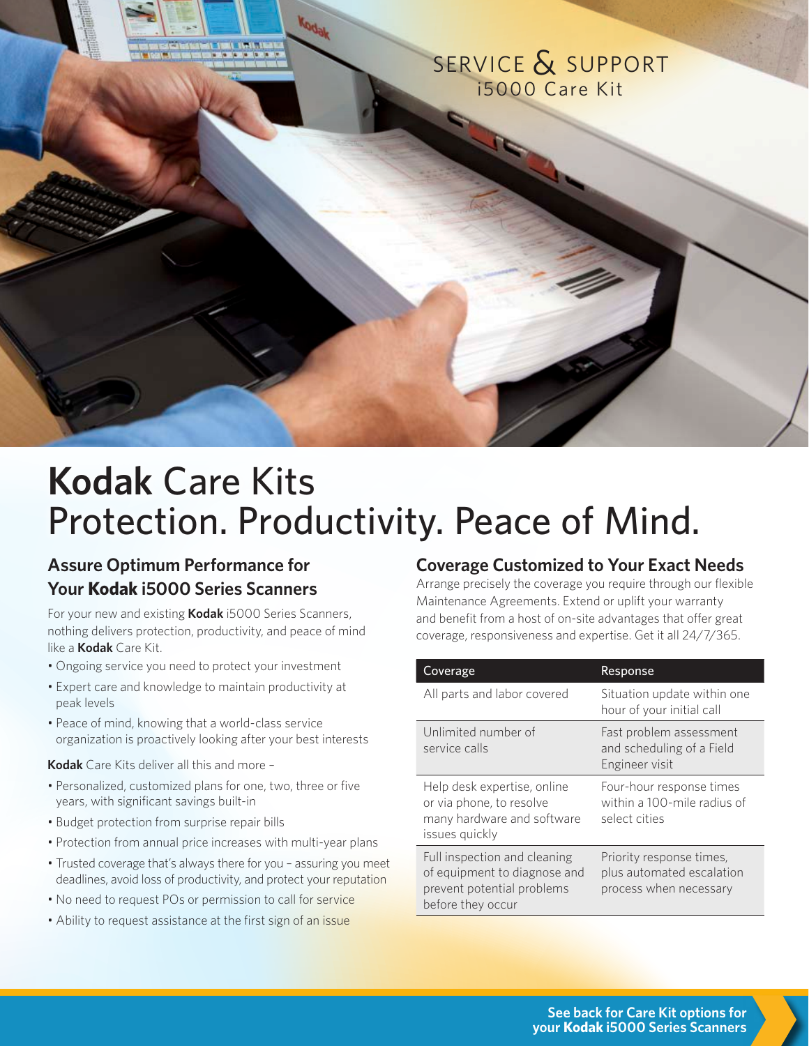SERVICE & SUPPORT
i5000 Care Kit

# **Kodak** Care Kits
# Protection. Productivity. Peace of Mind.

## Assure Optimum Performance for Your **Kodak** i5000 Series Scanners

For your new and existing **Kodak** i5000 Series Scanners, nothing delivers protection, productivity, and peace of mind like a **Kodak** Care Kit.

- Ongoing service you need to protect your investment
- Expert care and knowledge to maintain productivity at peak levels
- Peace of mind, knowing that a world-class service organization is proactively looking after your best interests

**Kodak** Care Kits deliver all this and more –

- Personalized, customized plans for one, two, three or five years, with significant savings built-in
- Budget protection from surprise repair bills
- Protection from annual price increases with multi-year plans
- Trusted coverage that's always there for you – assuring you meet deadlines, avoid loss of productivity, and protect your reputation
- No need to request POs or permission to call for service
- Ability to request assistance at the first sign of an issue

## Coverage Customized to Your Exact Needs

Arrange precisely the coverage you require through our flexible Maintenance Agreements. Extend or uplift your warranty and benefit from a host of on-site advantages that offer great coverage, responsiveness and expertise. Get it all 24/7/365.

| Coverage | Response |
|---|---|
| All parts and labor covered | Situation update within one hour of your initial call |
| Unlimited number of service calls | Fast problem assessment and scheduling of a Field Engineer visit |
| Help desk expertise, online or via phone, to resolve many hardware and software issues quickly | Four-hour response times within a 100-mile radius of select cities |
| Full inspection and cleaning of equipment to diagnose and prevent potential problems before they occur | Priority response times, plus automated escalation process when necessary |

**See back for Care Kit options for your Kodak i5000 Series Scanners**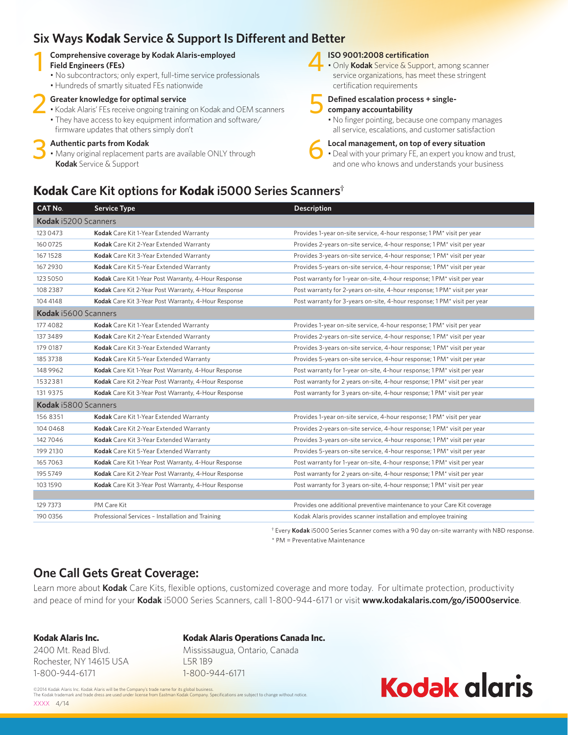## Six Ways **Kodak** Service & Support Is Different and Better

1. **Comprehensive coverage by Kodak Alaris-employed Field Engineers (FEs)**
   - No subcontractors; only expert, full-time service professionals
   - Hundreds of smartly situated FEs nationwide
2. **Greater knowledge for optimal service**
   - Kodak Alaris' FEs receive ongoing training on Kodak and OEM scanners
   - They have access to key equipment information and software/firmware updates that others simply don't
3. **Authentic parts from Kodak**
   - Many original replacement parts are available ONLY through **Kodak** Service & Support
4. **ISO 9001:2008 certification**
   - Only **Kodak** Service & Support, among scanner service organizations, has meet these stringent certification requirements
5. **Defined escalation process + single-company accountability**
   - No finger pointing, because one company manages all service, escalations, and customer satisfaction
6. **Local management, on top of every situation**
   - Deal with your primary FE, an expert you know and trust, and one who knows and understands your business

## **Kodak** Care Kit options for **Kodak** i5000 Series Scanners†

| CAT No. | Service Type | Description |
|---|---|---|
| **Kodak** i5200 Scanners | | |
| 123 0473 | **Kodak** Care Kit 1-Year Extended Warranty | Provides 1-year on-site service, 4-hour response; 1 PM* visit per year |
| 160 0725 | **Kodak** Care Kit 2-Year Extended Warranty | Provides 2-years on-site service, 4-hour response; 1 PM* visit per year |
| 167 1528 | **Kodak** Care Kit 3-Year Extended Warranty | Provides 3-years on-site service, 4-hour response; 1 PM* visit per year |
| 167 2930 | **Kodak** Care Kit 5-Year Extended Warranty | Provides 5-years on-site service, 4-hour response; 1 PM* visit per year |
| 123 5050 | **Kodak** Care Kit 1-Year Post Warranty, 4-Hour Response | Post warranty for 1-year on-site, 4-hour response; 1 PM* visit per year |
| 108 2387 | **Kodak** Care Kit 2-Year Post Warranty, 4-Hour Response | Post warranty for 2-years on-site, 4-hour response; 1 PM* visit per year |
| 104 4148 | **Kodak** Care Kit 3-Year Post Warranty, 4-Hour Response | Post warranty for 3-years on-site, 4-hour response; 1 PM* visit per year |
| **Kodak** i5600 Scanners | | |
| 177 4082 | **Kodak** Care Kit 1-Year Extended Warranty | Provides 1-year on-site service, 4-hour response; 1 PM* visit per year |
| 137 3489 | **Kodak** Care Kit 2-Year Extended Warranty | Provides 2-years on-site service, 4-hour response; 1 PM* visit per year |
| 179 0187 | **Kodak** Care Kit 3-Year Extended Warranty | Provides 3-years on-site service, 4-hour response; 1 PM* visit per year |
| 185 3738 | **Kodak** Care Kit 5-Year Extended Warranty | Provides 5-years on-site service, 4-hour response; 1 PM* visit per year |
| 148 9962 | **Kodak** Care Kit 1-Year Post Warranty, 4-Hour Response | Post warranty for 1-year on-site, 4-hour response; 1 PM* visit per year |
| 1532381 | **Kodak** Care Kit 2-Year Post Warranty, 4-Hour Response | Post warranty for 2 years on-site, 4-hour response; 1 PM* visit per year |
| 131 9375 | **Kodak** Care Kit 3-Year Post Warranty, 4-Hour Response | Post warranty for 3 years on-site, 4-hour response; 1 PM* visit per year |
| **Kodak** i5800 Scanners | | |
| 156 8351 | **Kodak** Care Kit 1-Year Extended Warranty | Provides 1-year on-site service, 4-hour response; 1 PM* visit per year |
| 104 0468 | **Kodak** Care Kit 2-Year Extended Warranty | Provides 2-years on-site service, 4-hour response; 1 PM* visit per year |
| 142 7046 | **Kodak** Care Kit 3-Year Extended Warranty | Provides 3-years on-site service, 4-hour response; 1 PM* visit per year |
| 199 2130 | **Kodak** Care Kit 5-Year Extended Warranty | Provides 5-years on-site service, 4-hour response; 1 PM* visit per year |
| 165 7063 | **Kodak** Care Kit 1-Year Post Warranty, 4-Hour Response | Post warranty for 1-year on-site, 4-hour response; 1 PM* visit per year |
| 195 5749 | **Kodak** Care Kit 2-Year Post Warranty, 4-Hour Response | Post warranty for 2 years on-site, 4-hour response; 1 PM* visit per year |
| 103 1590 | **Kodak** Care Kit 3-Year Post Warranty, 4-Hour Response | Post warranty for 3 years on-site, 4-hour response; 1 PM* visit per year |
| | | |
| 129 7373 | PM Care Kit | Provides one additional preventive maintenance to your Care Kit coverage |
| 190 0356 | Professional Services – Installation and Training | Kodak Alaris provides scanner installation and employee training |

† Every **Kodak** i5000 Series Scanner comes with a 90 day on-site warranty with NBD response.
\* PM = Preventative Maintenance

## One Call Gets Great Coverage:

Learn more about **Kodak** Care Kits, flexible options, customized coverage and more today. For ultimate protection, productivity and peace of mind for your **Kodak** i5000 Series Scanners, call 1-800-944-6171 or visit **www.kodakalaris.com/go/i5000service**.

**Kodak Alaris Inc.**
2400 Mt. Read Blvd.
Rochester, NY 14615 USA
1-800-944-6171

**Kodak Alaris Operations Canada Inc.**
Mississaugua, Ontario, Canada
L5R 1B9
1-800-944-6171

©2014 Kodak Alaris Inc. Kodak Alaris will be the Company's trade name for its global business.
The Kodak trademark and trade dress are used under license from Eastman Kodak Company. Specifications are subject to change without notice.
XXXX 4/14

Kodak alaris